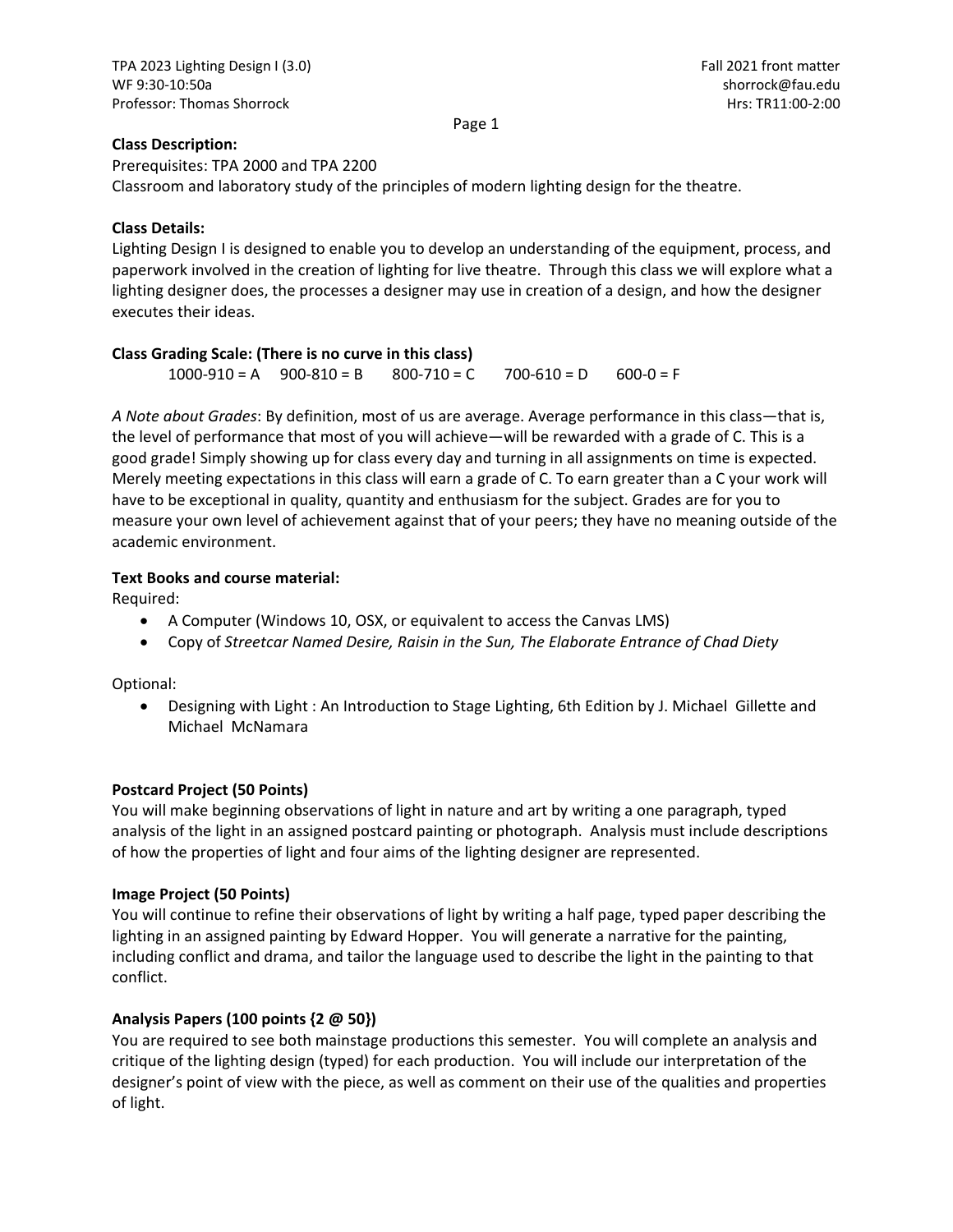TPA 2023 Lighting Design I (3.0)
WF 9:30-10:50a
Professor: Thomas Shorrock

Fall 2021 front matter
shorrock@fau.edu
Hrs: TR11:00-2:00

**Class Description:**
Prerequisites: TPA 2000 and TPA 2200
Classroom and laboratory study of the principles of modern lighting design for the theatre.

**Class Details:**
Lighting Design I is designed to enable you to develop an understanding of the equipment, process, and paperwork involved in the creation of lighting for live theatre. Through this class we will explore what a lighting designer does, the processes a designer may use in creation of a design, and how the designer executes their ideas.

**Class Grading Scale: (There is no curve in this class)**

1000-910 = A   900-810 = B   800-710 = C   700-610 = D   600-0 = F

*A Note about Grades*: By definition, most of us are average. Average performance in this class—that is, the level of performance that most of you will achieve—will be rewarded with a grade of C. This is a good grade! Simply showing up for class every day and turning in all assignments on time is expected. Merely meeting expectations in this class will earn a grade of C. To earn greater than a C your work will have to be exceptional in quality, quantity and enthusiasm for the subject. Grades are for you to measure your own level of achievement against that of your peers; they have no meaning outside of the academic environment.

**Text Books and course material:**
Required:

- A Computer (Windows 10, OSX, or equivalent to access the Canvas LMS)
- Copy of *Streetcar Named Desire, Raisin in the Sun, The Elaborate Entrance of Chad Diety*

Optional:

- Designing with Light : An Introduction to Stage Lighting, 6th Edition by J. Michael Gillette and Michael McNamara

**Postcard Project (50 Points)**
You will make beginning observations of light in nature and art by writing a one paragraph, typed analysis of the light in an assigned postcard painting or photograph. Analysis must include descriptions of how the properties of light and four aims of the lighting designer are represented.

**Image Project (50 Points)**
You will continue to refine their observations of light by writing a half page, typed paper describing the lighting in an assigned painting by Edward Hopper. You will generate a narrative for the painting, including conflict and drama, and tailor the language used to describe the light in the painting to that conflict.

**Analysis Papers (100 points {2 @ 50})**
You are required to see both mainstage productions this semester. You will complete an analysis and critique of the lighting design (typed) for each production. You will include our interpretation of the designer's point of view with the piece, as well as comment on their use of the qualities and properties of light.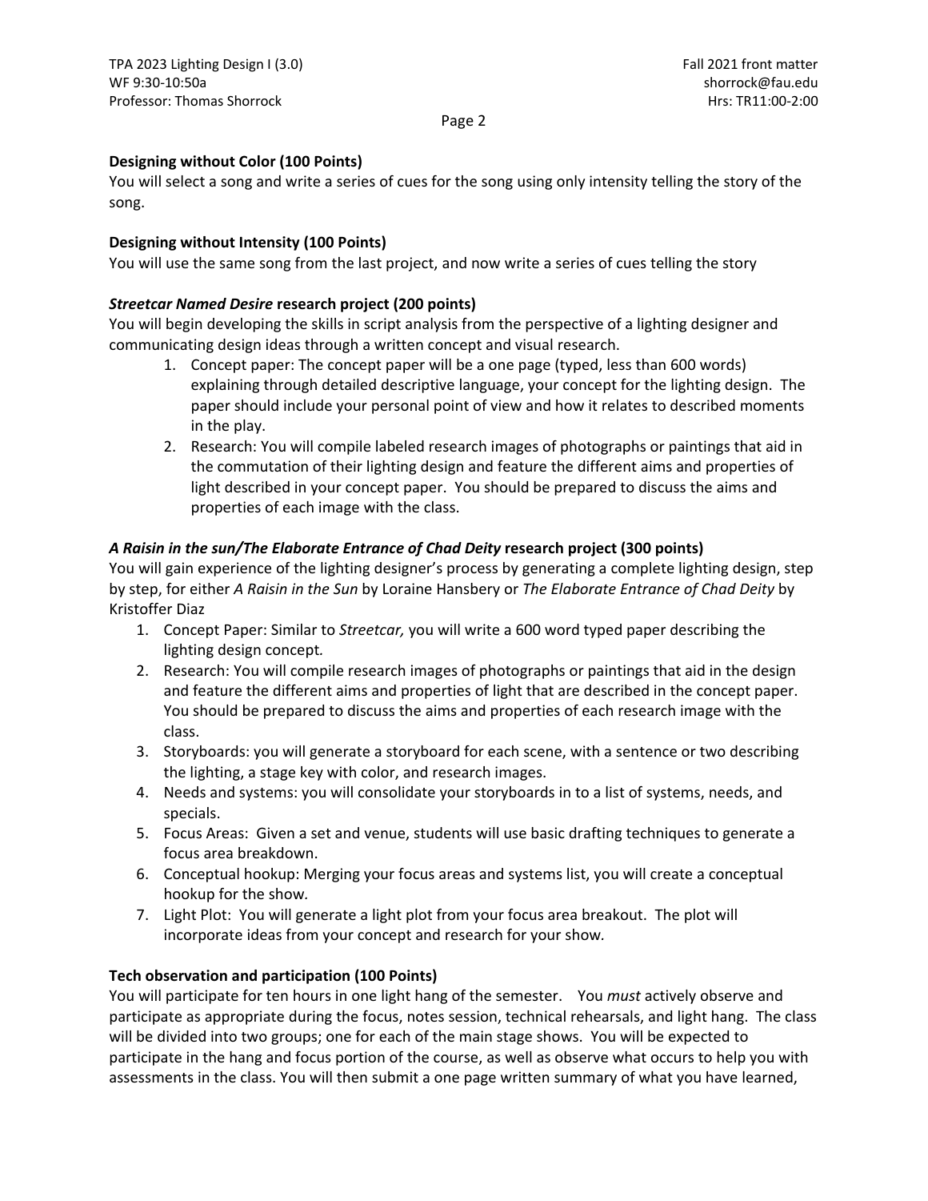**Designing without Color (100 Points)**
You will select a song and write a series of cues for the song using only intensity telling the story of the song.

**Designing without Intensity (100 Points)**
You will use the same song from the last project, and now write a series of cues telling the story

***Streetcar Named Desire* research project (200 points)**
You will begin developing the skills in script analysis from the perspective of a lighting designer and communicating design ideas through a written concept and visual research.

1. Concept paper: The concept paper will be a one page (typed, less than 600 words) explaining through detailed descriptive language, your concept for the lighting design. The paper should include your personal point of view and how it relates to described moments in the play.
2. Research: You will compile labeled research images of photographs or paintings that aid in the commutation of their lighting design and feature the different aims and properties of light described in your concept paper. You should be prepared to discuss the aims and properties of each image with the class.

***A Raisin in the sun/The Elaborate Entrance of Chad Deity* research project (300 points)**
You will gain experience of the lighting designer's process by generating a complete lighting design, step by step, for either *A Raisin in the Sun* by Loraine Hansbery or *The Elaborate Entrance of Chad Deity* by Kristoffer Diaz

1. Concept Paper: Similar to *Streetcar,* you will write a 600 word typed paper describing the lighting design concept.
2. Research: You will compile research images of photographs or paintings that aid in the design and feature the different aims and properties of light that are described in the concept paper. You should be prepared to discuss the aims and properties of each research image with the class.
3. Storyboards: you will generate a storyboard for each scene, with a sentence or two describing the lighting, a stage key with color, and research images.
4. Needs and systems: you will consolidate your storyboards in to a list of systems, needs, and specials.
5. Focus Areas: Given a set and venue, students will use basic drafting techniques to generate a focus area breakdown.
6. Conceptual hookup: Merging your focus areas and systems list, you will create a conceptual hookup for the show.
7. Light Plot: You will generate a light plot from your focus area breakout. The plot will incorporate ideas from your concept and research for your show.

**Tech observation and participation (100 Points)**
You will participate for ten hours in one light hang of the semester. You *must* actively observe and participate as appropriate during the focus, notes session, technical rehearsals, and light hang. The class will be divided into two groups; one for each of the main stage shows. You will be expected to participate in the hang and focus portion of the course, as well as observe what occurs to help you with assessments in the class. You will then submit a one page written summary of what you have learned,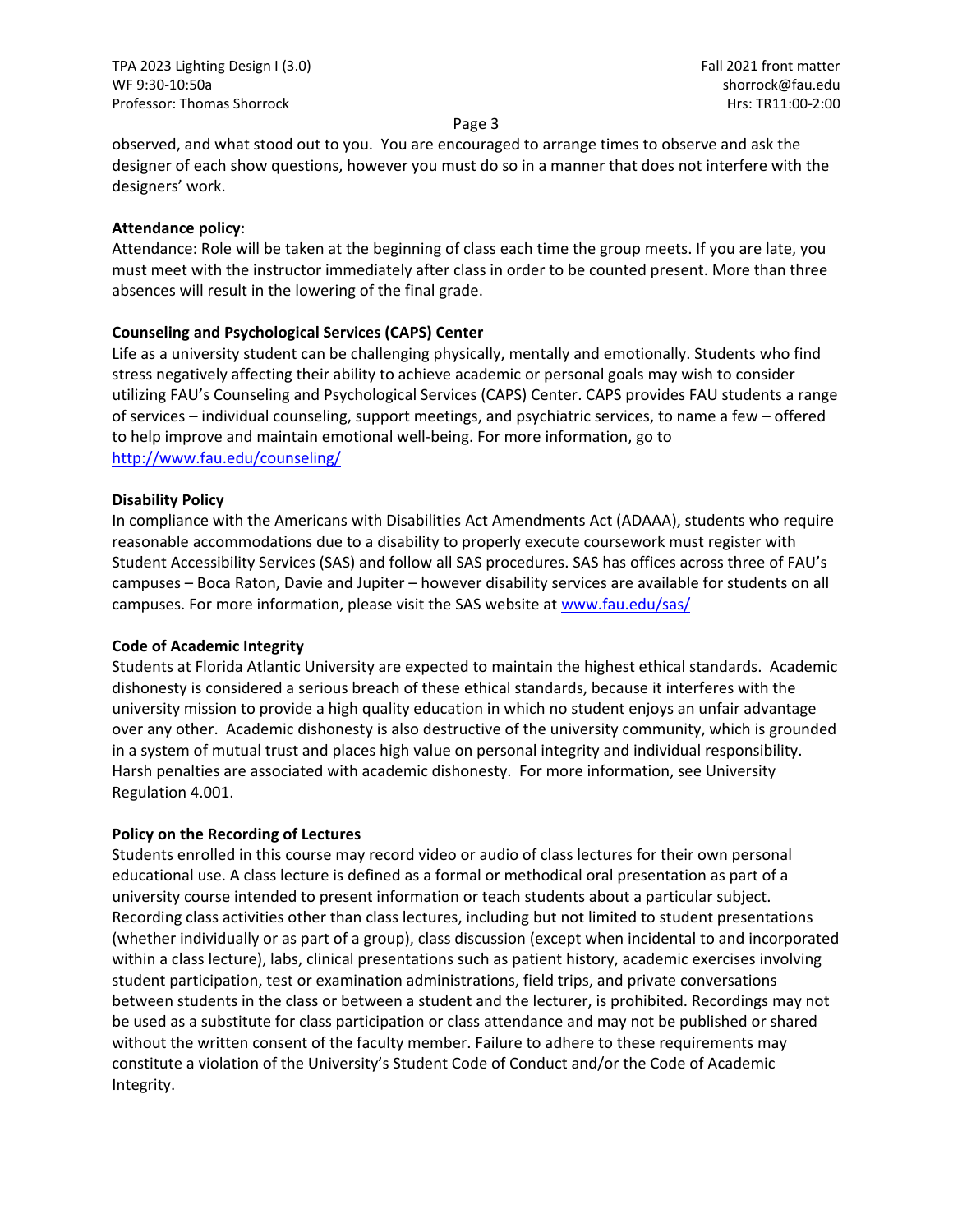observed, and what stood out to you. You are encouraged to arrange times to observe and ask the designer of each show questions, however you must do so in a manner that does not interfere with the designers' work.

**Attendance policy**:

Attendance: Role will be taken at the beginning of class each time the group meets. If you are late, you must meet with the instructor immediately after class in order to be counted present. More than three absences will result in the lowering of the final grade.

**Counseling and Psychological Services (CAPS) Center**

Life as a university student can be challenging physically, mentally and emotionally. Students who find stress negatively affecting their ability to achieve academic or personal goals may wish to consider utilizing FAU's Counseling and Psychological Services (CAPS) Center. CAPS provides FAU students a range of services – individual counseling, support meetings, and psychiatric services, to name a few – offered to help improve and maintain emotional well-being. For more information, go to [http://www.fau.edu/counseling/](http://www.fau.edu/counseling/)

**Disability Policy**

In compliance with the Americans with Disabilities Act Amendments Act (ADAAA), students who require reasonable accommodations due to a disability to properly execute coursework must register with Student Accessibility Services (SAS) and follow all SAS procedures. SAS has offices across three of FAU's campuses – Boca Raton, Davie and Jupiter – however disability services are available for students on all campuses. For more information, please visit the SAS website at [www.fau.edu/sas/](www.fau.edu/sas/)

**Code of Academic Integrity**

Students at Florida Atlantic University are expected to maintain the highest ethical standards. Academic dishonesty is considered a serious breach of these ethical standards, because it interferes with the university mission to provide a high quality education in which no student enjoys an unfair advantage over any other. Academic dishonesty is also destructive of the university community, which is grounded in a system of mutual trust and places high value on personal integrity and individual responsibility. Harsh penalties are associated with academic dishonesty. For more information, see University Regulation 4.001.

**Policy on the Recording of Lectures**

Students enrolled in this course may record video or audio of class lectures for their own personal educational use. A class lecture is defined as a formal or methodical oral presentation as part of a university course intended to present information or teach students about a particular subject. Recording class activities other than class lectures, including but not limited to student presentations (whether individually or as part of a group), class discussion (except when incidental to and incorporated within a class lecture), labs, clinical presentations such as patient history, academic exercises involving student participation, test or examination administrations, field trips, and private conversations between students in the class or between a student and the lecturer, is prohibited. Recordings may not be used as a substitute for class participation or class attendance and may not be published or shared without the written consent of the faculty member. Failure to adhere to these requirements may constitute a violation of the University's Student Code of Conduct and/or the Code of Academic Integrity.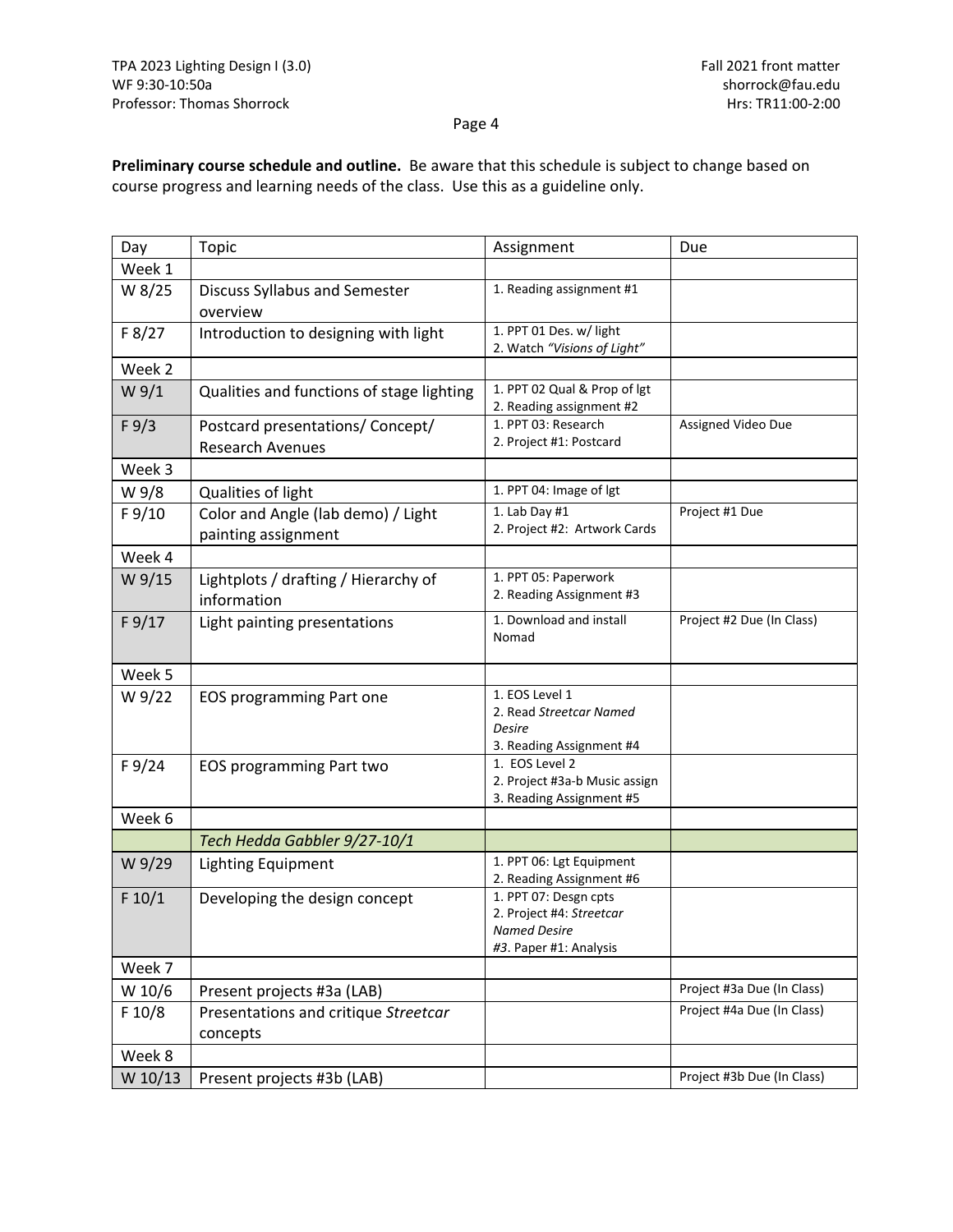**Preliminary course schedule and outline.** Be aware that this schedule is subject to change based on course progress and learning needs of the class. Use this as a guideline only.

| Day | Topic | Assignment | Due |
|---|---|---|---|
| Week 1 | | | |
| W 8/25 | Discuss Syllabus and Semester overview | 1. Reading assignment #1 | |
| F 8/27 | Introduction to designing with light | 1. PPT 01 Des. w/ light<br>2. Watch *"Visions of Light"* | |
| Week 2 | | | |
| W 9/1 | Qualities and functions of stage lighting | 1. PPT 02 Qual & Prop of lgt<br>2. Reading assignment #2 | |
| F 9/3 | Postcard presentations/ Concept/ Research Avenues | 1. PPT 03: Research<br>2. Project #1: Postcard | Assigned Video Due |
| Week 3 | | | |
| W 9/8 | Qualities of light | 1. PPT 04: Image of lgt | |
| F 9/10 | Color and Angle (lab demo) / Light painting assignment | 1. Lab Day #1<br>2. Project #2: Artwork Cards | Project #1 Due |
| Week 4 | | | |
| W 9/15 | Lightplots / drafting / Hierarchy of information | 1. PPT 05: Paperwork<br>2. Reading Assignment #3 | |
| F 9/17 | Light painting presentations | 1. Download and install Nomad | Project #2 Due (In Class) |
| Week 5 | | | |
| W 9/22 | EOS programming Part one | 1. EOS Level 1<br>2. Read *Streetcar Named Desire*<br>3. Reading Assignment #4 | |
| F 9/24 | EOS programming Part two | 1. EOS Level 2<br>2. Project #3a-b Music assign<br>3. Reading Assignment #5 | |
| Week 6 | | | |
| | *Tech Hedda Gabbler 9/27-10/1* | | |
| W 9/29 | Lighting Equipment | 1. PPT 06: Lgt Equipment<br>2. Reading Assignment #6 | |
| F 10/1 | Developing the design concept | 1. PPT 07: Desgn cpts<br>2. Project #4: *Streetcar Named Desire*<br>*#3*. Paper #1: Analysis | |
| Week 7 | | | |
| W 10/6 | Present projects #3a (LAB) | | Project #3a Due (In Class) |
| F 10/8 | Presentations and critique *Streetcar* concepts | | Project #4a Due (In Class) |
| Week 8 | | | |
| W 10/13 | Present projects #3b (LAB) | | Project #3b Due (In Class) |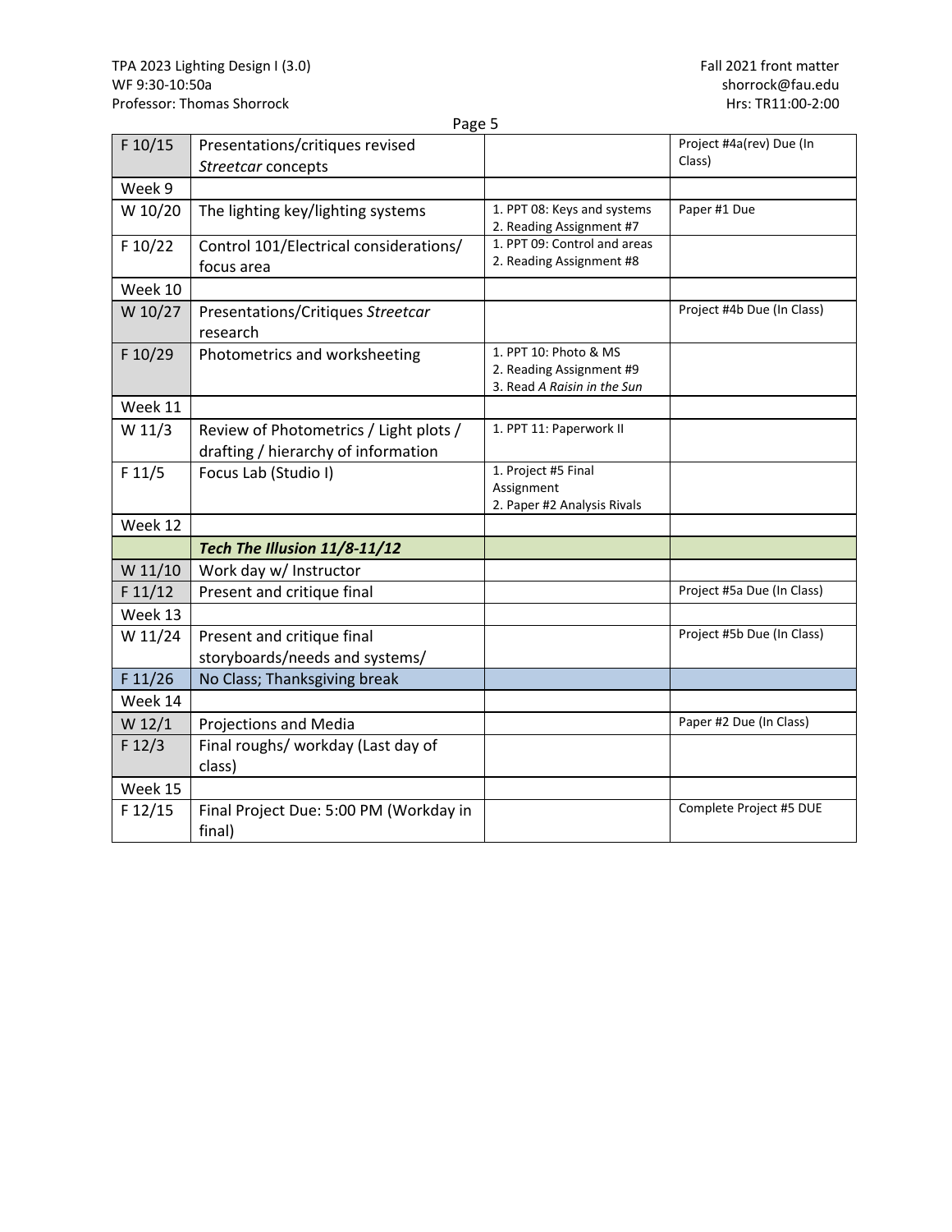| | | | |
|---|---|---|---|
| F 10/15 | Presentations/critiques revised *Streetcar* concepts | | Project #4a(rev) Due (In Class) |
| Week 9 | | | |
| W 10/20 | The lighting key/lighting systems | 1. PPT 08: Keys and systems<br>2. Reading Assignment #7 | Paper #1 Due |
| F 10/22 | Control 101/Electrical considerations/ focus area | 1. PPT 09: Control and areas<br>2. Reading Assignment #8 | |
| Week 10 | | | |
| W 10/27 | Presentations/Critiques *Streetcar* research | | Project #4b Due (In Class) |
| F 10/29 | Photometrics and worksheeting | 1. PPT 10: Photo & MS<br>2. Reading Assignment #9<br>3. Read *A Raisin in the Sun* | |
| Week 11 | | | |
| W 11/3 | Review of Photometrics / Light plots / drafting / hierarchy of information | 1. PPT 11: Paperwork II | |
| F 11/5 | Focus Lab (Studio I) | 1. Project #5 Final Assignment<br>2. Paper #2 Analysis Rivals | |
| Week 12 | | | |
| | ***Tech The Illusion 11/8-11/12*** | | |
| W 11/10 | Work day w/ Instructor | | |
| F 11/12 | Present and critique final | | Project #5a Due (In Class) |
| Week 13 | | | |
| W 11/24 | Present and critique final storyboards/needs and systems/ | | Project #5b Due (In Class) |
| F 11/26 | No Class; Thanksgiving break | | |
| Week 14 | | | |
| W 12/1 | Projections and Media | | Paper #2 Due (In Class) |
| F 12/3 | Final roughs/ workday (Last day of class) | | |
| Week 15 | | | |
| F 12/15 | Final Project Due: 5:00 PM (Workday in final) | | Complete Project #5 DUE |